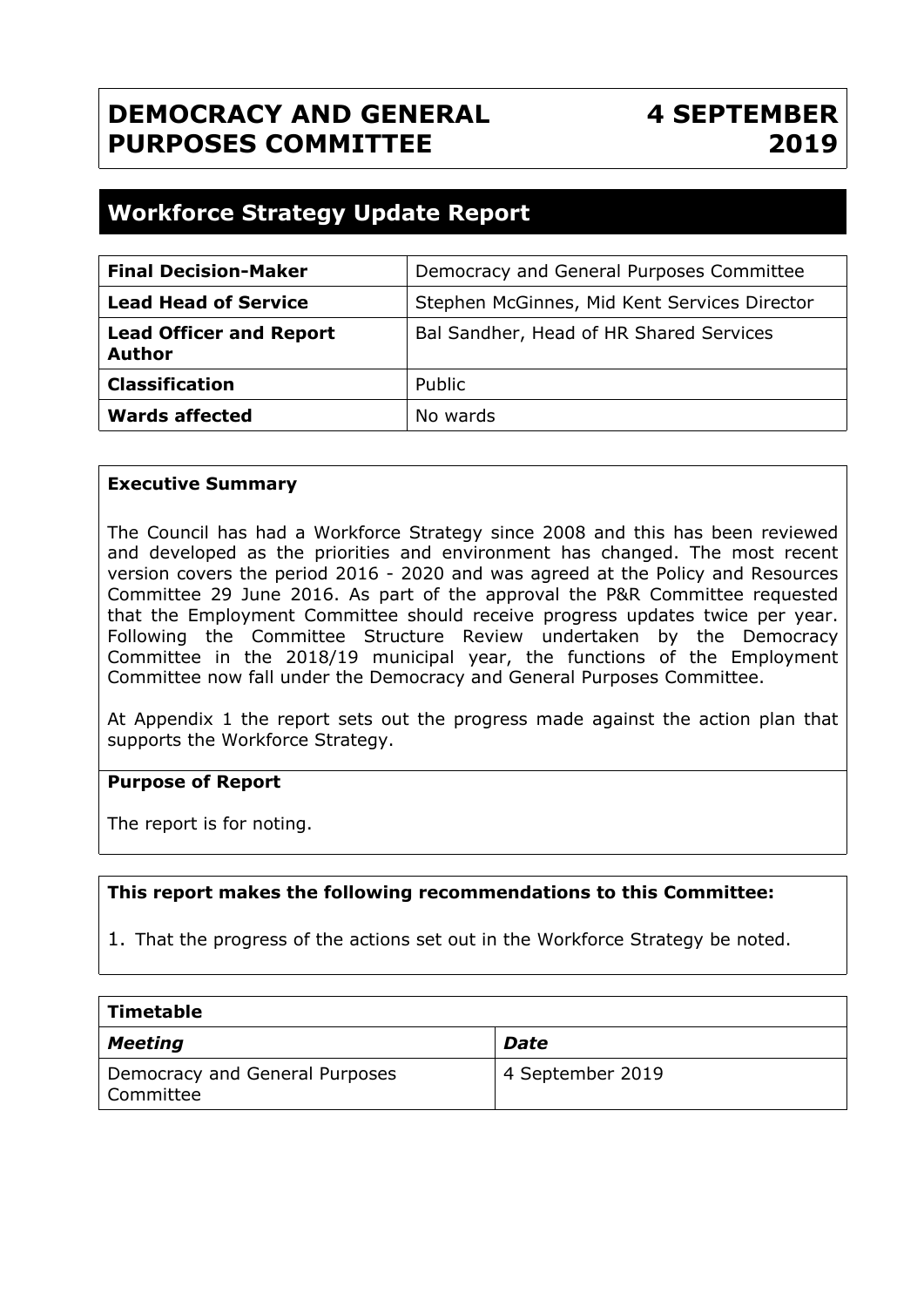# DEMOCRACY AND GENERAL PURPOSES COMMITTEE

**4 SEPTEMBER 2019**

## Workforce Strategy Update Report

| | |
|---|---|
| **Final Decision-Maker** | Democracy and General Purposes Committee |
| **Lead Head of Service** | Stephen McGinnes, Mid Kent Services Director |
| **Lead Officer and Report Author** | Bal Sandher, Head of HR Shared Services |
| **Classification** | Public |
| **Wards affected** | No wards |

**Executive Summary**

The Council has had a Workforce Strategy since 2008 and this has been reviewed and developed as the priorities and environment has changed. The most recent version covers the period 2016 - 2020 and was agreed at the Policy and Resources Committee 29 June 2016. As part of the approval the P&R Committee requested that the Employment Committee should receive progress updates twice per year. Following the Committee Structure Review undertaken by the Democracy Committee in the 2018/19 municipal year, the functions of the Employment Committee now fall under the Democracy and General Purposes Committee.

At Appendix 1 the report sets out the progress made against the action plan that supports the Workforce Strategy.

**Purpose of Report**

The report is for noting.

**This report makes the following recommendations to this Committee:**

1. That the progress of the actions set out in the Workforce Strategy be noted.

| **Timetable** | |
|---|---|
| ***Meeting*** | ***Date*** |
| Democracy and General Purposes Committee | 4 September 2019 |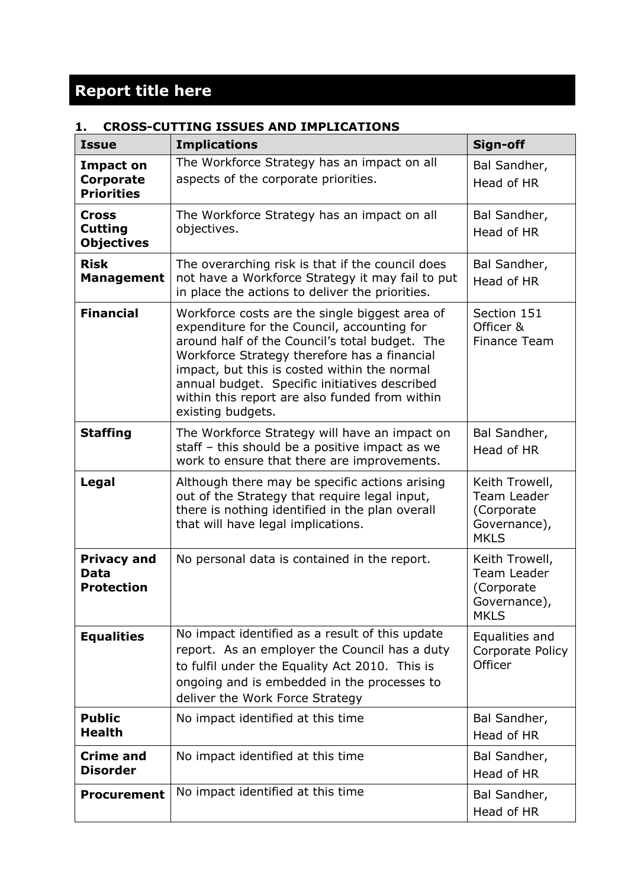# Report title here

## 1. CROSS-CUTTING ISSUES AND IMPLICATIONS

| Issue | Implications | Sign-off |
|---|---|---|
| **Impact on Corporate Priorities** | The Workforce Strategy has an impact on all aspects of the corporate priorities. | Bal Sandher, Head of HR |
| **Cross Cutting Objectives** | The Workforce Strategy has an impact on all objectives. | Bal Sandher, Head of HR |
| **Risk Management** | The overarching risk is that if the council does not have a Workforce Strategy it may fail to put in place the actions to deliver the priorities. | Bal Sandher, Head of HR |
| **Financial** | Workforce costs are the single biggest area of expenditure for the Council, accounting for around half of the Council's total budget. The Workforce Strategy therefore has a financial impact, but this is costed within the normal annual budget. Specific initiatives described within this report are also funded from within existing budgets. | Section 151 Officer & Finance Team |
| **Staffing** | The Workforce Strategy will have an impact on staff – this should be a positive impact as we work to ensure that there are improvements. | Bal Sandher, Head of HR |
| **Legal** | Although there may be specific actions arising out of the Strategy that require legal input, there is nothing identified in the plan overall that will have legal implications. | Keith Trowell, Team Leader (Corporate Governance), MKLS |
| **Privacy and Data Protection** | No personal data is contained in the report. | Keith Trowell, Team Leader (Corporate Governance), MKLS |
| **Equalities** | No impact identified as a result of this update report. As an employer the Council has a duty to fulfil under the Equality Act 2010. This is ongoing and is embedded in the processes to deliver the Work Force Strategy | Equalities and Corporate Policy Officer |
| **Public Health** | No impact identified at this time | Bal Sandher, Head of HR |
| **Crime and Disorder** | No impact identified at this time | Bal Sandher, Head of HR |
| **Procurement** | No impact identified at this time | Bal Sandher, Head of HR |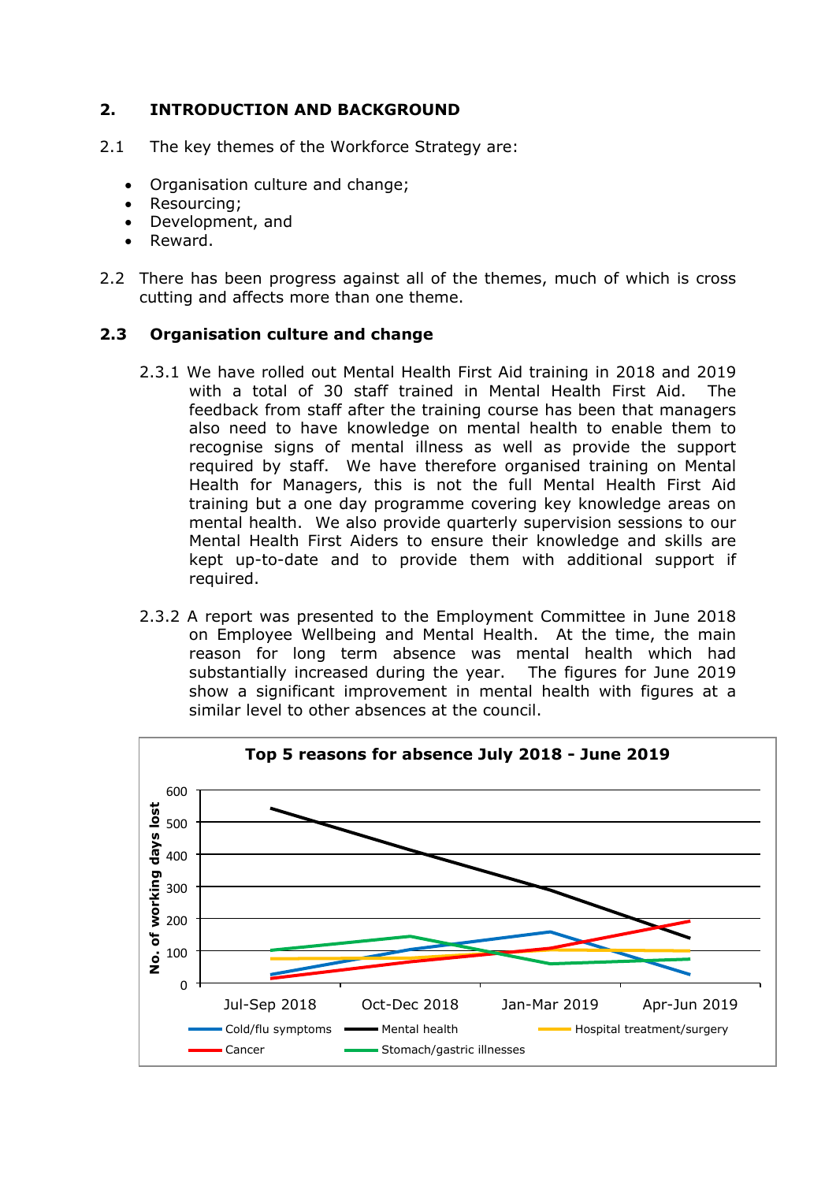## 2. INTRODUCTION AND BACKGROUND

2.1 The key themes of the Workforce Strategy are:

- Organisation culture and change;
- Resourcing;
- Development, and
- Reward.

2.2 There has been progress against all of the themes, much of which is cross cutting and affects more than one theme.

### 2.3 Organisation culture and change

2.3.1 We have rolled out Mental Health First Aid training in 2018 and 2019 with a total of 30 staff trained in Mental Health First Aid. The feedback from staff after the training course has been that managers also need to have knowledge on mental health to enable them to recognise signs of mental illness as well as provide the support required by staff. We have therefore organised training on Mental Health for Managers, this is not the full Mental Health First Aid training but a one day programme covering key knowledge areas on mental health. We also provide quarterly supervision sessions to our Mental Health First Aiders to ensure their knowledge and skills are kept up-to-date and to provide them with additional support if required.

2.3.2 A report was presented to the Employment Committee in June 2018 on Employee Wellbeing and Mental Health. At the time, the main reason for long term absence was mental health which had substantially increased during the year. The figures for June 2019 show a significant improvement in mental health with figures at a similar level to other absences at the council.

**Top 5 reasons for absence July 2018 - June 2019**

No. of working days lost (approximate values read from chart)

| Reason | Jul-Sep 2018 | Oct-Dec 2018 | Jan-Mar 2019 | Apr-Jun 2019 |
|---|---|---|---|---|
| Cold/flu symptoms | 25 | 105 | 160 | 25 |
| Mental health | 545 | 415 | 290 | 140 |
| Hospital treatment/surgery | 75 | 80 | 105 | 100 |
| Cancer | 15 | 70 | 110 | 195 |
| Stomach/gastric illnesses | 105 | 145 | 60 | 75 |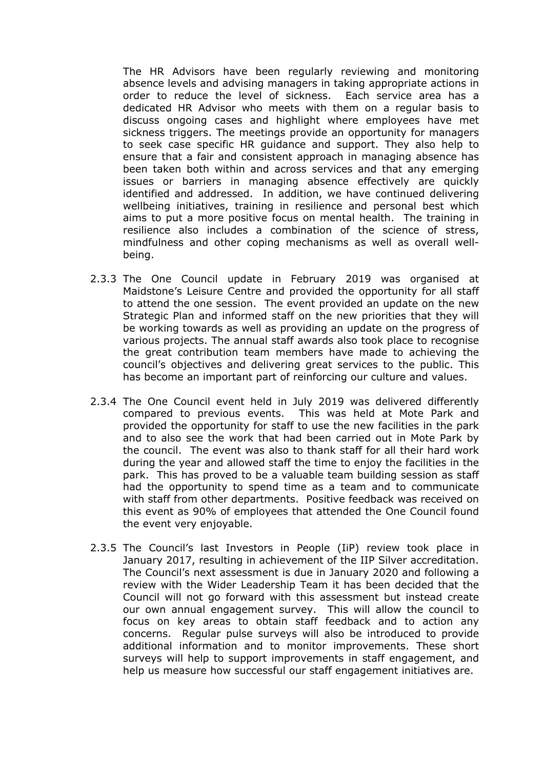The HR Advisors have been regularly reviewing and monitoring absence levels and advising managers in taking appropriate actions in order to reduce the level of sickness. Each service area has a dedicated HR Advisor who meets with them on a regular basis to discuss ongoing cases and highlight where employees have met sickness triggers. The meetings provide an opportunity for managers to seek case specific HR guidance and support. They also help to ensure that a fair and consistent approach in managing absence has been taken both within and across services and that any emerging issues or barriers in managing absence effectively are quickly identified and addressed. In addition, we have continued delivering wellbeing initiatives, training in resilience and personal best which aims to put a more positive focus on mental health. The training in resilience also includes a combination of the science of stress, mindfulness and other coping mechanisms as well as overall well-being.

2.3.3 The One Council update in February 2019 was organised at Maidstone's Leisure Centre and provided the opportunity for all staff to attend the one session. The event provided an update on the new Strategic Plan and informed staff on the new priorities that they will be working towards as well as providing an update on the progress of various projects. The annual staff awards also took place to recognise the great contribution team members have made to achieving the council's objectives and delivering great services to the public. This has become an important part of reinforcing our culture and values.

2.3.4 The One Council event held in July 2019 was delivered differently compared to previous events. This was held at Mote Park and provided the opportunity for staff to use the new facilities in the park and to also see the work that had been carried out in Mote Park by the council. The event was also to thank staff for all their hard work during the year and allowed staff the time to enjoy the facilities in the park. This has proved to be a valuable team building session as staff had the opportunity to spend time as a team and to communicate with staff from other departments. Positive feedback was received on this event as 90% of employees that attended the One Council found the event very enjoyable.

2.3.5 The Council's last Investors in People (IiP) review took place in January 2017, resulting in achievement of the IIP Silver accreditation. The Council's next assessment is due in January 2020 and following a review with the Wider Leadership Team it has been decided that the Council will not go forward with this assessment but instead create our own annual engagement survey. This will allow the council to focus on key areas to obtain staff feedback and to action any concerns. Regular pulse surveys will also be introduced to provide additional information and to monitor improvements. These short surveys will help to support improvements in staff engagement, and help us measure how successful our staff engagement initiatives are.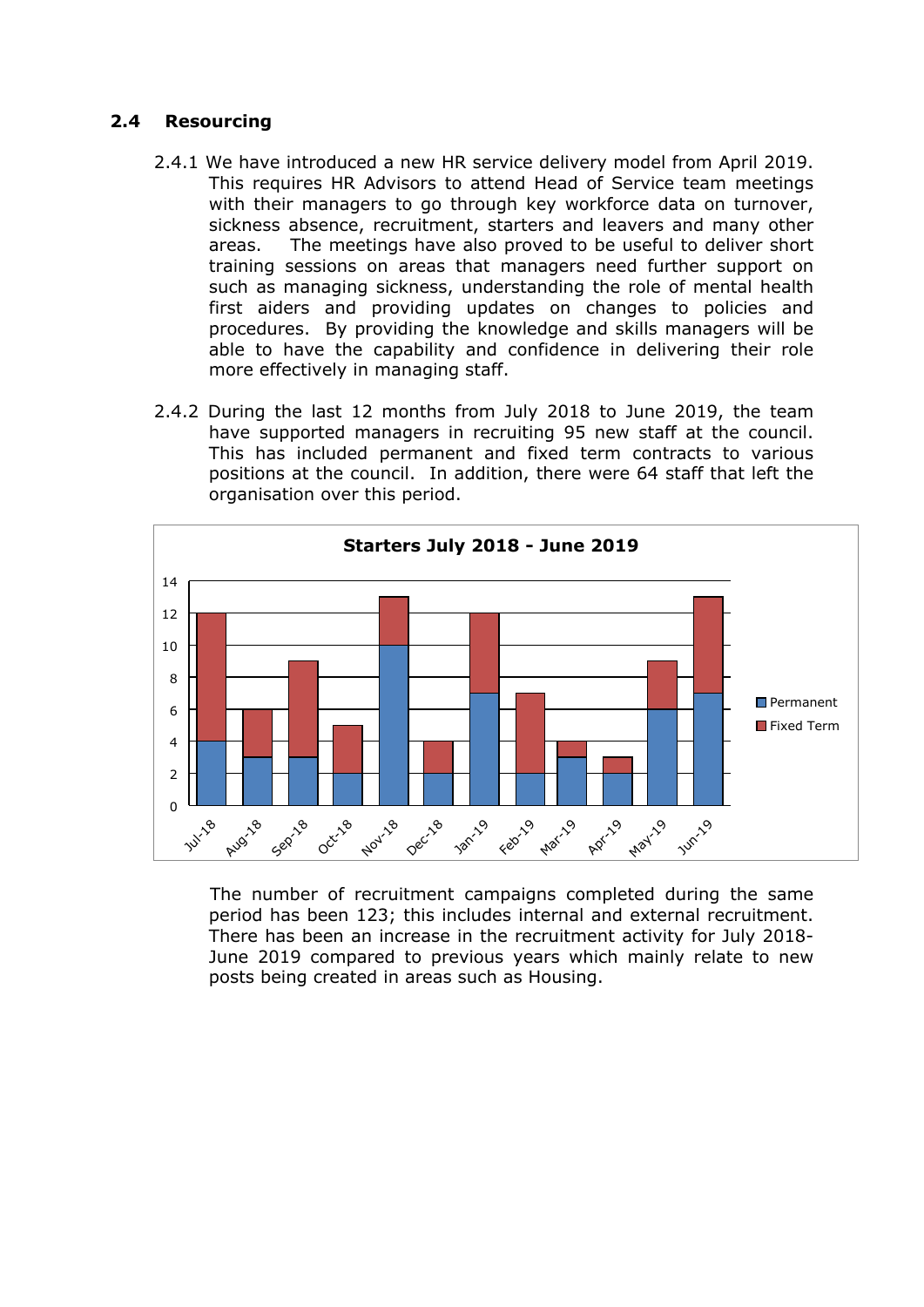### 2.4 Resourcing

2.4.1 We have introduced a new HR service delivery model from April 2019. This requires HR Advisors to attend Head of Service team meetings with their managers to go through key workforce data on turnover, sickness absence, recruitment, starters and leavers and many other areas. The meetings have also proved to be useful to deliver short training sessions on areas that managers need further support on such as managing sickness, understanding the role of mental health first aiders and providing updates on changes to policies and procedures. By providing the knowledge and skills managers will be able to have the capability and confidence in delivering their role more effectively in managing staff.

2.4.2 During the last 12 months from July 2018 to June 2019, the team have supported managers in recruiting 95 new staff at the council. This has included permanent and fixed term contracts to various positions at the council. In addition, there were 64 staff that left the organisation over this period.

**Starters July 2018 - June 2019**

The number of recruitment campaigns completed during the same period has been 123; this includes internal and external recruitment. There has been an increase in the recruitment activity for July 2018-June 2019 compared to previous years which mainly relate to new posts being created in areas such as Housing.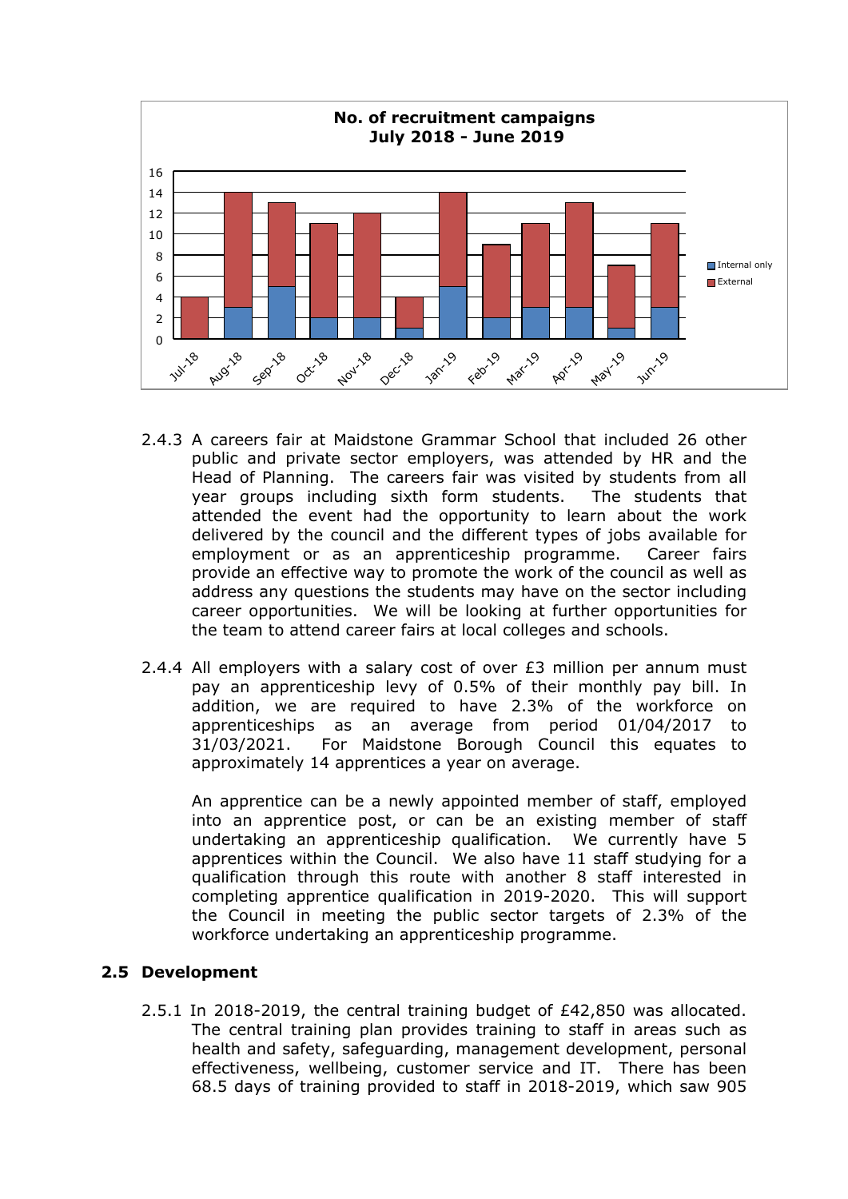**No. of recruitment campaigns July 2018 - June 2019**

| Month | Internal only | External |
|---|---|---|
| Jul-18 | 0 | 4 |
| Aug-18 | 3 | 11 |
| Sep-18 | 5 | 8 |
| Oct-18 | 2 | 9 |
| Nov-18 | 2 | 10 |
| Dec-18 | 1 | 3 |
| Jan-19 | 5 | 9 |
| Feb-19 | 2 | 7 |
| Mar-19 | 3 | 8 |
| Apr-19 | 3 | 10 |
| May-19 | 1 | 6 |
| Jun-19 | 3 | 8 |

2.4.3 A careers fair at Maidstone Grammar School that included 26 other public and private sector employers, was attended by HR and the Head of Planning. The careers fair was visited by students from all year groups including sixth form students. The students that attended the event had the opportunity to learn about the work delivered by the council and the different types of jobs available for employment or as an apprenticeship programme. Career fairs provide an effective way to promote the work of the council as well as address any questions the students may have on the sector including career opportunities. We will be looking at further opportunities for the team to attend career fairs at local colleges and schools.

2.4.4 All employers with a salary cost of over £3 million per annum must pay an apprenticeship levy of 0.5% of their monthly pay bill. In addition, we are required to have 2.3% of the workforce on apprenticeships as an average from period 01/04/2017 to 31/03/2021. For Maidstone Borough Council this equates to approximately 14 apprentices a year on average.

An apprentice can be a newly appointed member of staff, employed into an apprentice post, or can be an existing member of staff undertaking an apprenticeship qualification. We currently have 5 apprentices within the Council. We also have 11 staff studying for a qualification through this route with another 8 staff interested in completing apprentice qualification in 2019-2020. This will support the Council in meeting the public sector targets of 2.3% of the workforce undertaking an apprenticeship programme.

## 2.5 Development

2.5.1 In 2018-2019, the central training budget of £42,850 was allocated. The central training plan provides training to staff in areas such as health and safety, safeguarding, management development, personal effectiveness, wellbeing, customer service and IT. There has been 68.5 days of training provided to staff in 2018-2019, which saw 905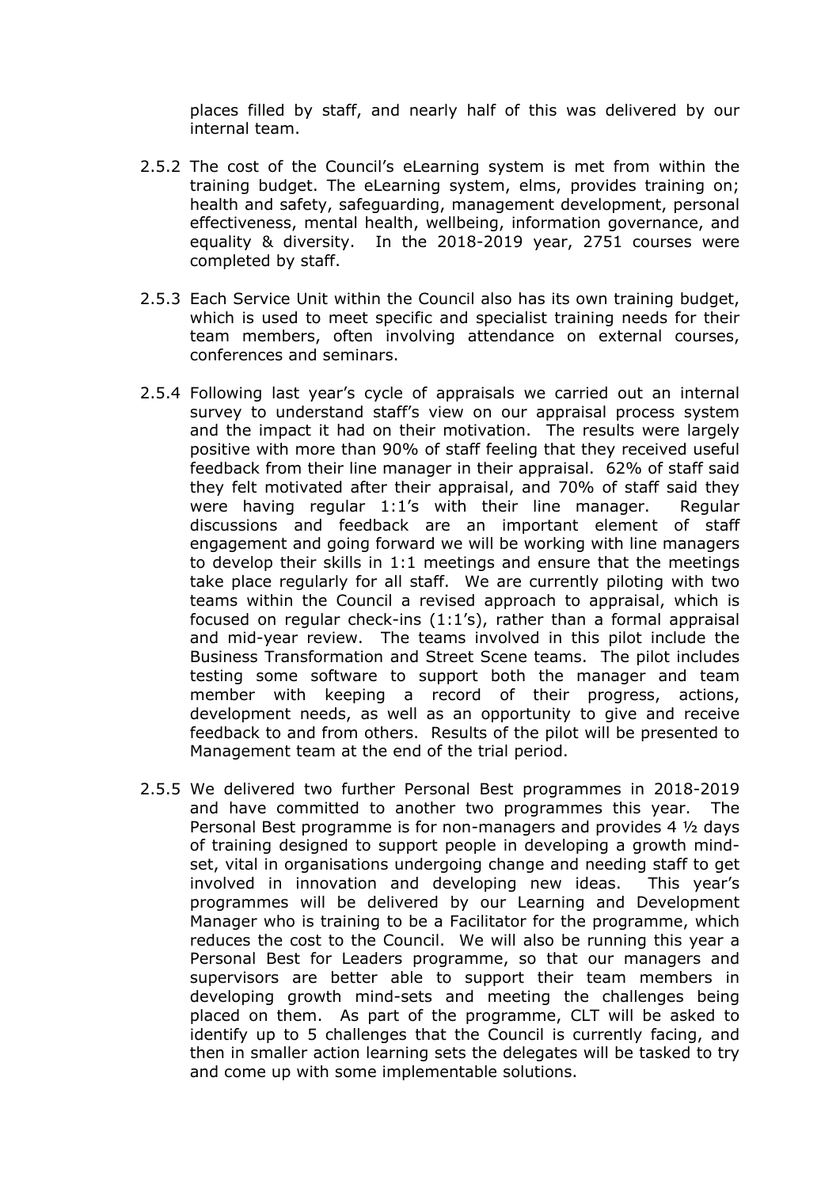places filled by staff, and nearly half of this was delivered by our internal team.

2.5.2 The cost of the Council's eLearning system is met from within the training budget. The eLearning system, elms, provides training on; health and safety, safeguarding, management development, personal effectiveness, mental health, wellbeing, information governance, and equality & diversity. In the 2018-2019 year, 2751 courses were completed by staff.

2.5.3 Each Service Unit within the Council also has its own training budget, which is used to meet specific and specialist training needs for their team members, often involving attendance on external courses, conferences and seminars.

2.5.4 Following last year's cycle of appraisals we carried out an internal survey to understand staff's view on our appraisal process system and the impact it had on their motivation. The results were largely positive with more than 90% of staff feeling that they received useful feedback from their line manager in their appraisal. 62% of staff said they felt motivated after their appraisal, and 70% of staff said they were having regular 1:1's with their line manager. Regular discussions and feedback are an important element of staff engagement and going forward we will be working with line managers to develop their skills in 1:1 meetings and ensure that the meetings take place regularly for all staff. We are currently piloting with two teams within the Council a revised approach to appraisal, which is focused on regular check-ins (1:1's), rather than a formal appraisal and mid-year review. The teams involved in this pilot include the Business Transformation and Street Scene teams. The pilot includes testing some software to support both the manager and team member with keeping a record of their progress, actions, development needs, as well as an opportunity to give and receive feedback to and from others. Results of the pilot will be presented to Management team at the end of the trial period.

2.5.5 We delivered two further Personal Best programmes in 2018-2019 and have committed to another two programmes this year. The Personal Best programme is for non-managers and provides 4 ½ days of training designed to support people in developing a growth mind-set, vital in organisations undergoing change and needing staff to get involved in innovation and developing new ideas. This year's programmes will be delivered by our Learning and Development Manager who is training to be a Facilitator for the programme, which reduces the cost to the Council. We will also be running this year a Personal Best for Leaders programme, so that our managers and supervisors are better able to support their team members in developing growth mind-sets and meeting the challenges being placed on them. As part of the programme, CLT will be asked to identify up to 5 challenges that the Council is currently facing, and then in smaller action learning sets the delegates will be tasked to try and come up with some implementable solutions.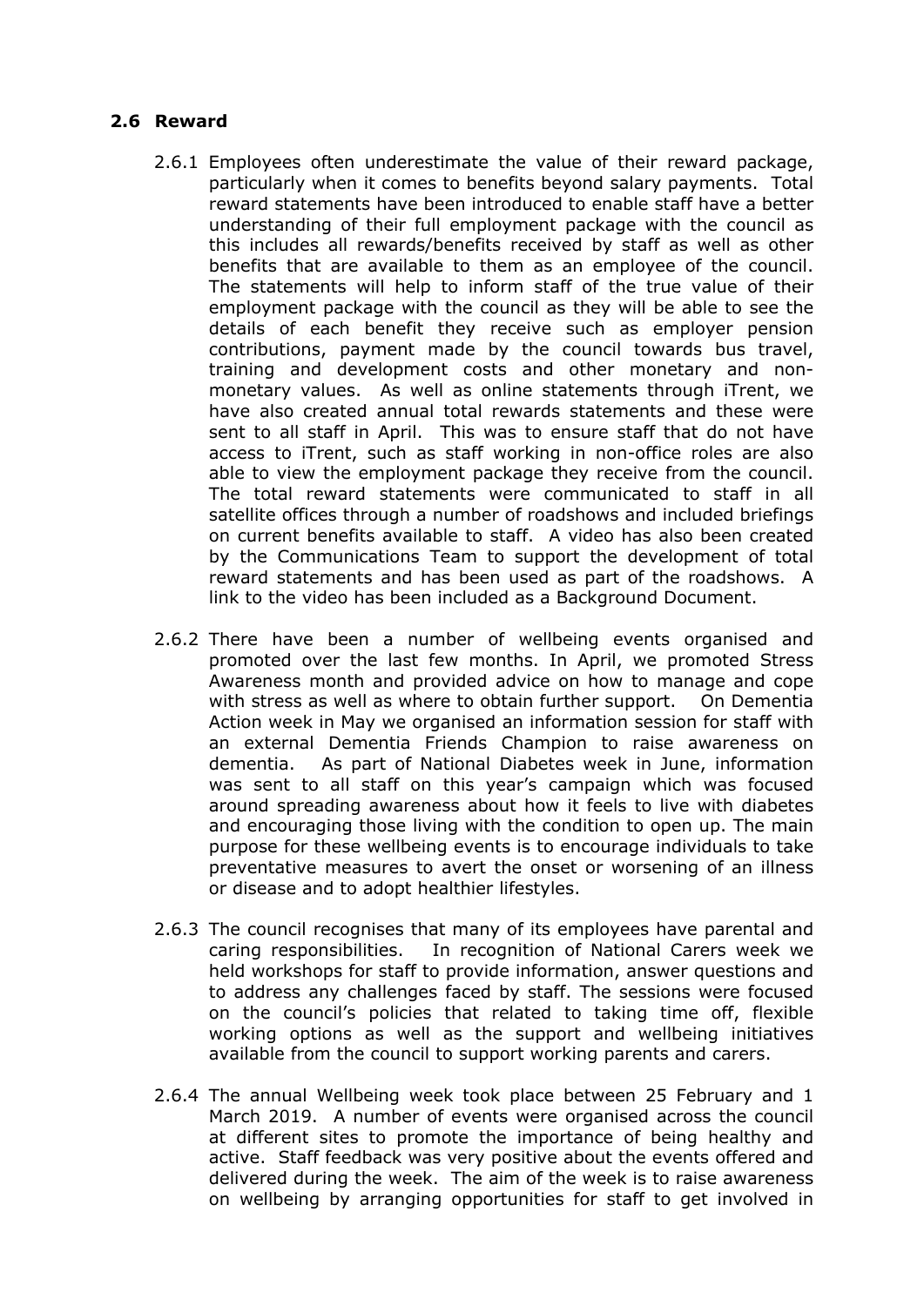## 2.6 Reward

2.6.1 Employees often underestimate the value of their reward package, particularly when it comes to benefits beyond salary payments. Total reward statements have been introduced to enable staff have a better understanding of their full employment package with the council as this includes all rewards/benefits received by staff as well as other benefits that are available to them as an employee of the council. The statements will help to inform staff of the true value of their employment package with the council as they will be able to see the details of each benefit they receive such as employer pension contributions, payment made by the council towards bus travel, training and development costs and other monetary and non-monetary values. As well as online statements through iTrent, we have also created annual total rewards statements and these were sent to all staff in April. This was to ensure staff that do not have access to iTrent, such as staff working in non-office roles are also able to view the employment package they receive from the council. The total reward statements were communicated to staff in all satellite offices through a number of roadshows and included briefings on current benefits available to staff. A video has also been created by the Communications Team to support the development of total reward statements and has been used as part of the roadshows. A link to the video has been included as a Background Document.

2.6.2 There have been a number of wellbeing events organised and promoted over the last few months. In April, we promoted Stress Awareness month and provided advice on how to manage and cope with stress as well as where to obtain further support. On Dementia Action week in May we organised an information session for staff with an external Dementia Friends Champion to raise awareness on dementia. As part of National Diabetes week in June, information was sent to all staff on this year's campaign which was focused around spreading awareness about how it feels to live with diabetes and encouraging those living with the condition to open up. The main purpose for these wellbeing events is to encourage individuals to take preventative measures to avert the onset or worsening of an illness or disease and to adopt healthier lifestyles.

2.6.3 The council recognises that many of its employees have parental and caring responsibilities. In recognition of National Carers week we held workshops for staff to provide information, answer questions and to address any challenges faced by staff. The sessions were focused on the council's policies that related to taking time off, flexible working options as well as the support and wellbeing initiatives available from the council to support working parents and carers.

2.6.4 The annual Wellbeing week took place between 25 February and 1 March 2019. A number of events were organised across the council at different sites to promote the importance of being healthy and active. Staff feedback was very positive about the events offered and delivered during the week. The aim of the week is to raise awareness on wellbeing by arranging opportunities for staff to get involved in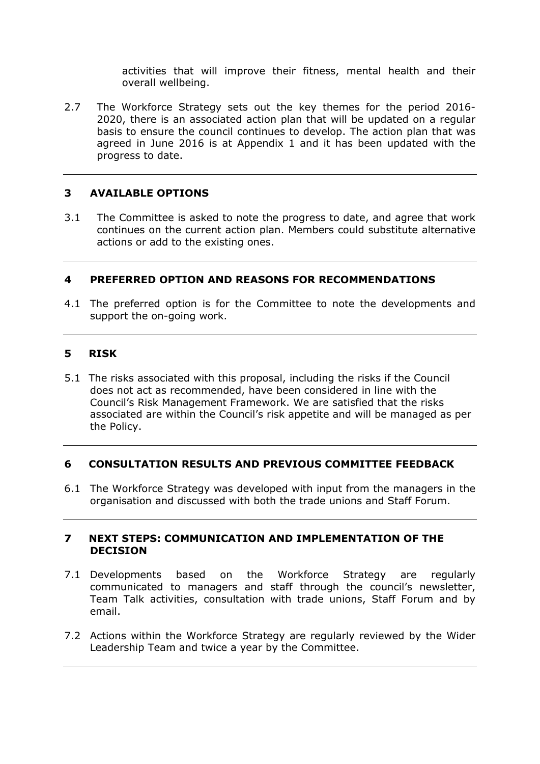activities that will improve their fitness, mental health and their overall wellbeing.

2.7 The Workforce Strategy sets out the key themes for the period 2016-2020, there is an associated action plan that will be updated on a regular basis to ensure the council continues to develop. The action plan that was agreed in June 2016 is at Appendix 1 and it has been updated with the progress to date.

## 3 AVAILABLE OPTIONS

3.1 The Committee is asked to note the progress to date, and agree that work continues on the current action plan. Members could substitute alternative actions or add to the existing ones.

## 4 PREFERRED OPTION AND REASONS FOR RECOMMENDATIONS

4.1 The preferred option is for the Committee to note the developments and support the on-going work.

## 5 RISK

5.1 The risks associated with this proposal, including the risks if the Council does not act as recommended, have been considered in line with the Council's Risk Management Framework. We are satisfied that the risks associated are within the Council's risk appetite and will be managed as per the Policy.

## 6 CONSULTATION RESULTS AND PREVIOUS COMMITTEE FEEDBACK

6.1 The Workforce Strategy was developed with input from the managers in the organisation and discussed with both the trade unions and Staff Forum.

## 7 NEXT STEPS: COMMUNICATION AND IMPLEMENTATION OF THE DECISION

7.1 Developments based on the Workforce Strategy are regularly communicated to managers and staff through the council's newsletter, Team Talk activities, consultation with trade unions, Staff Forum and by email.

7.2 Actions within the Workforce Strategy are regularly reviewed by the Wider Leadership Team and twice a year by the Committee.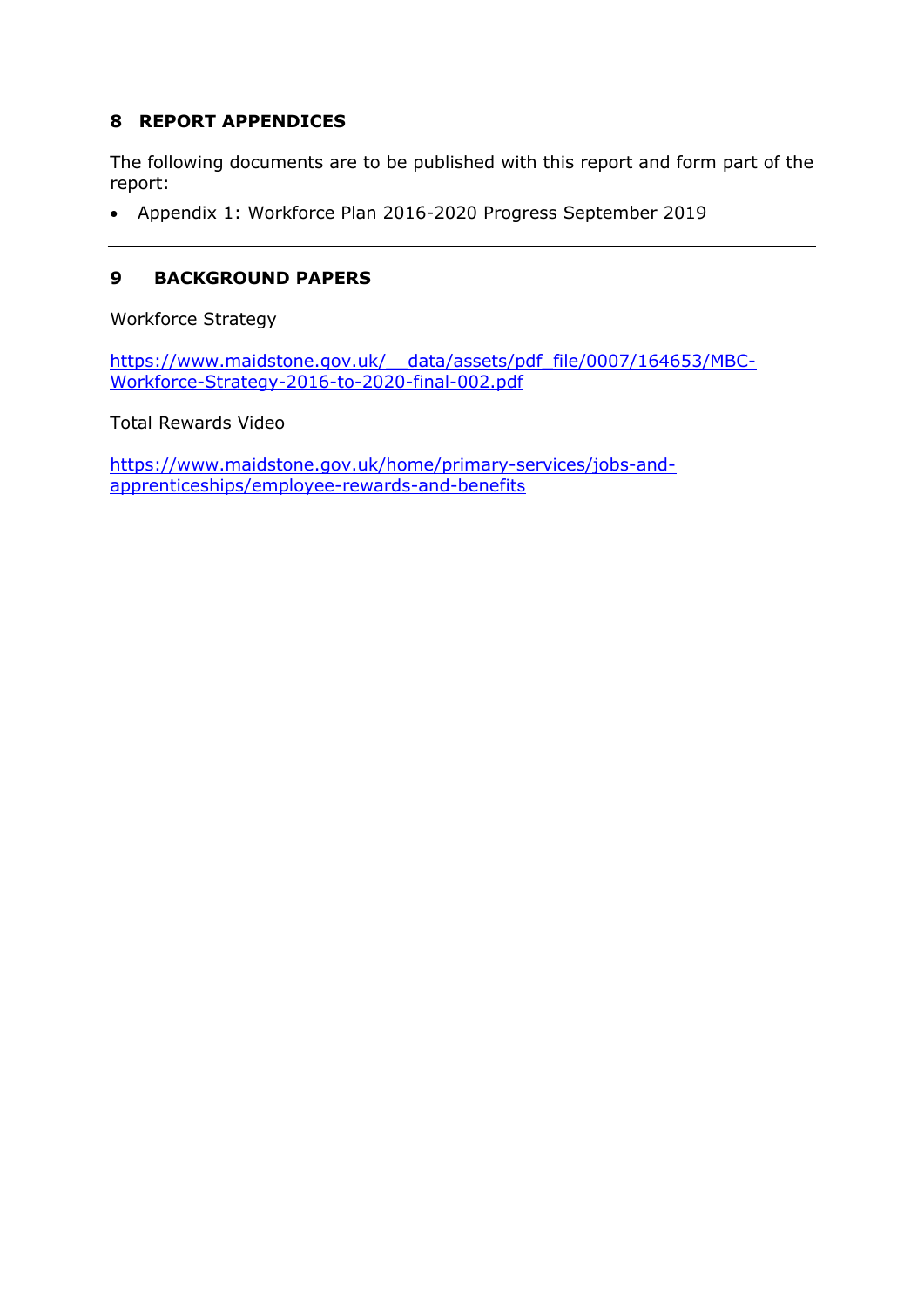## 8 REPORT APPENDICES

The following documents are to be published with this report and form part of the report:

- Appendix 1: Workforce Plan 2016-2020 Progress September 2019

---

## 9 BACKGROUND PAPERS

Workforce Strategy

https://www.maidstone.gov.uk/__data/assets/pdf_file/0007/164653/MBC-Workforce-Strategy-2016-to-2020-final-002.pdf

Total Rewards Video

https://www.maidstone.gov.uk/home/primary-services/jobs-and-apprenticeships/employee-rewards-and-benefits